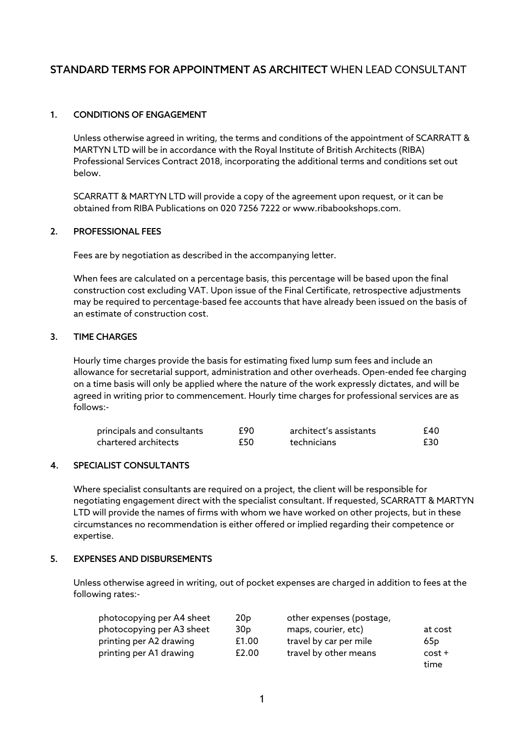# STANDARD TERMS FOR APPOINTMENT AS ARCHITECT WHEN LEAD CONSULTANT

## 1. CONDITIONS OF ENGAGEMENT

Unless otherwise agreed in writing, the terms and conditions of the appointment of SCARRATT & MARTYN LTD will be in accordance with the Royal Institute of British Architects (RIBA) Professional Services Contract 2018, incorporating the additional terms and conditions set out below.

SCARRATT & MARTYN LTD will provide a copy of the agreement upon request, or it can be obtained from RIBA Publications on 020 7256 7222 or www.ribabookshops.com.

## 2. PROFESSIONAL FEES

Fees are by negotiation as described in the accompanying letter.

When fees are calculated on a percentage basis, this percentage will be based upon the final construction cost excluding VAT. Upon issue of the Final Certificate, retrospective adjustments may be required to percentage-based fee accounts that have already been issued on the basis of an estimate of construction cost.

## 3. TIME CHARGES

Hourly time charges provide the basis for estimating fixed lump sum fees and include an allowance for secretarial support, administration and other overheads. Open-ended fee charging on a time basis will only be applied where the nature of the work expressly dictates, and will be agreed in writing prior to commencement. Hourly time charges for professional services are as follows:-

| | | | |
|---|---|---|---|
| principals and consultants | £90 | architect's assistants | £40 |
| chartered architects | £50 | technicians | £30 |

## 4. SPECIALIST CONSULTANTS

Where specialist consultants are required on a project, the client will be responsible for negotiating engagement direct with the specialist consultant. If requested, SCARRATT & MARTYN LTD will provide the names of firms with whom we have worked on other projects, but in these circumstances no recommendation is either offered or implied regarding their competence or expertise.

## 5. EXPENSES AND DISBURSEMENTS

Unless otherwise agreed in writing, out of pocket expenses are charged in addition to fees at the following rates:-

| | | | |
|---|---|---|---|
| photocopying per A4 sheet | 20p | other expenses (postage, maps, courier, etc) | at cost |
| photocopying per A3 sheet | 30p | | |
| printing per A2 drawing | £1.00 | travel by car per mile | 65p |
| printing per A1 drawing | £2.00 | travel by other means | cost + time |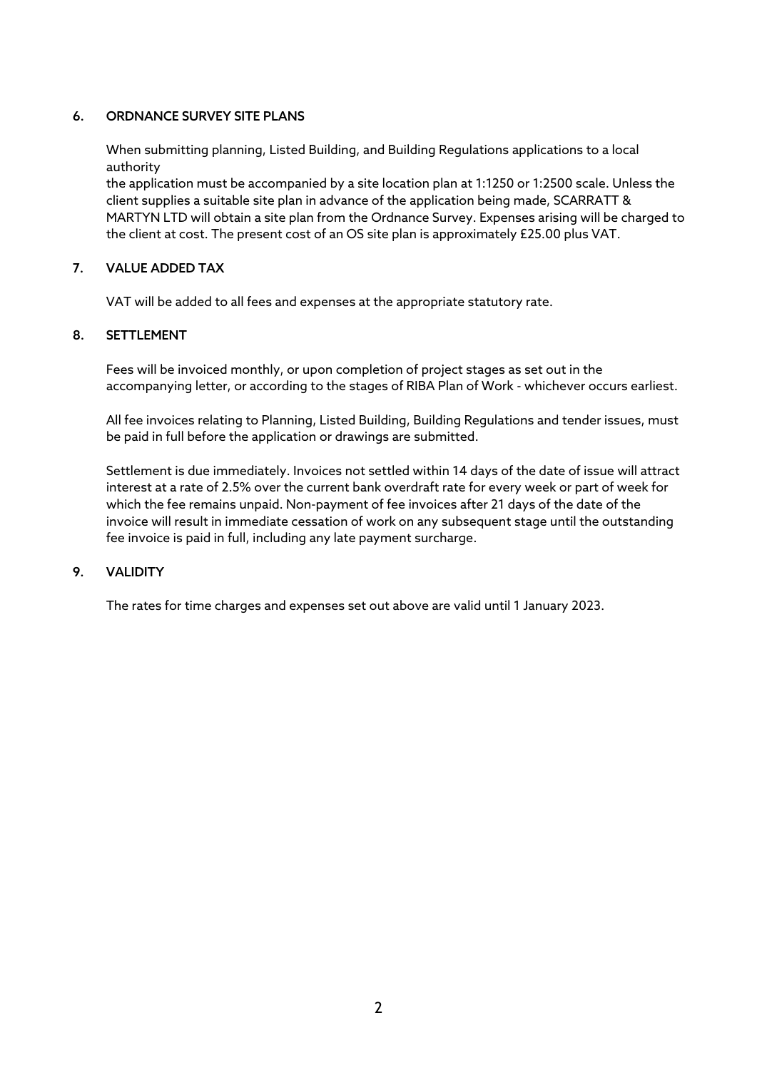## 6. ORDNANCE SURVEY SITE PLANS

When submitting planning, Listed Building, and Building Regulations applications to a local authority

the application must be accompanied by a site location plan at 1:1250 or 1:2500 scale. Unless the client supplies a suitable site plan in advance of the application being made, SCARRATT & MARTYN LTD will obtain a site plan from the Ordnance Survey. Expenses arising will be charged to the client at cost. The present cost of an OS site plan is approximately £25.00 plus VAT.

## 7. VALUE ADDED TAX

VAT will be added to all fees and expenses at the appropriate statutory rate.

## 8. SETTLEMENT

Fees will be invoiced monthly, or upon completion of project stages as set out in the accompanying letter, or according to the stages of RIBA Plan of Work - whichever occurs earliest.

All fee invoices relating to Planning, Listed Building, Building Regulations and tender issues, must be paid in full before the application or drawings are submitted.

Settlement is due immediately. Invoices not settled within 14 days of the date of issue will attract interest at a rate of 2.5% over the current bank overdraft rate for every week or part of week for which the fee remains unpaid. Non-payment of fee invoices after 21 days of the date of the invoice will result in immediate cessation of work on any subsequent stage until the outstanding fee invoice is paid in full, including any late payment surcharge.

## 9. VALIDITY

The rates for time charges and expenses set out above are valid until 1 January 2023.